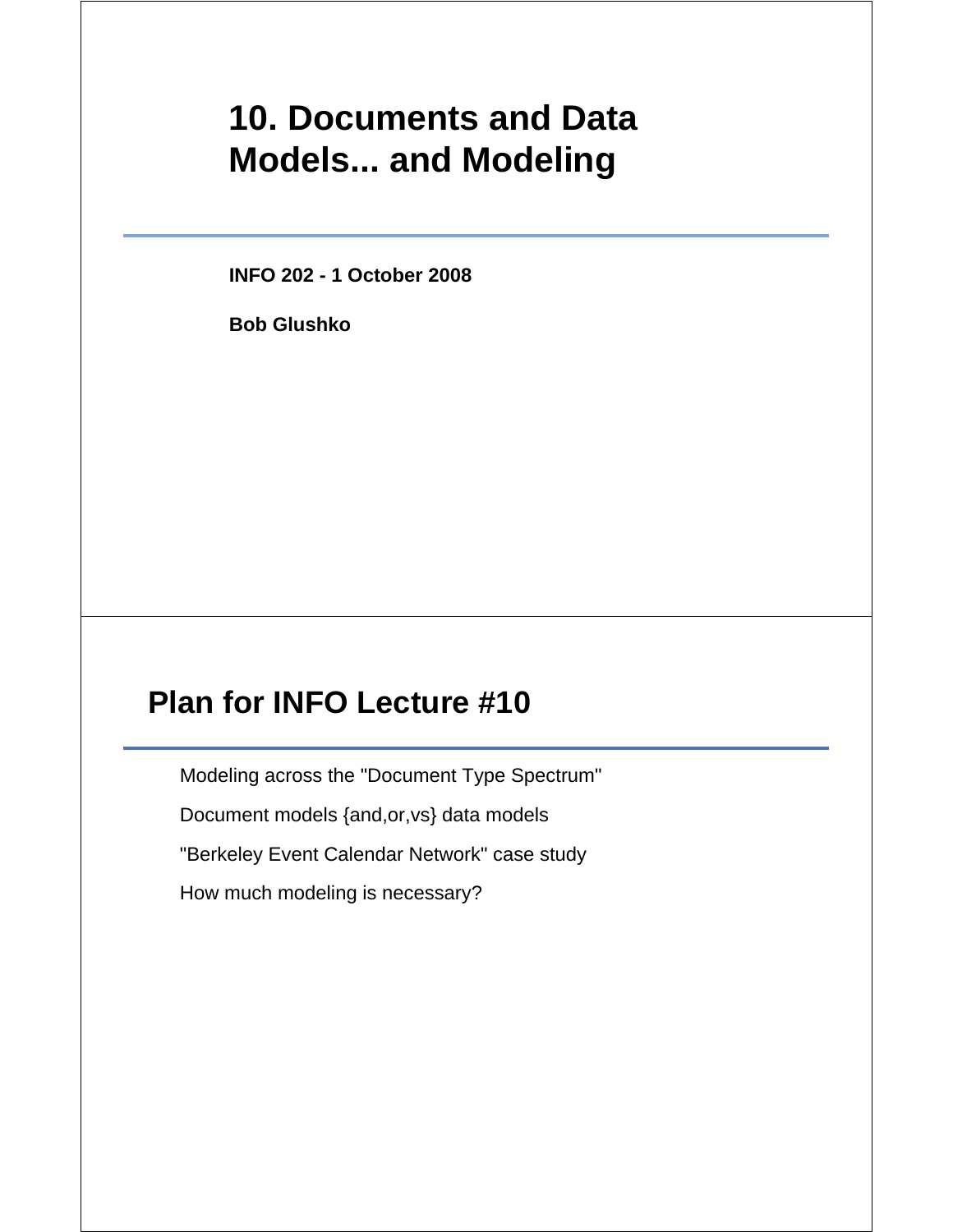# 10. Documents and Data Models... and Modeling

**INFO 202 - 1 October 2008**

**Bob Glushko**

## Plan for INFO Lecture #10

Modeling across the "Document Type Spectrum"

Document models {and,or,vs} data models

"Berkeley Event Calendar Network" case study

How much modeling is necessary?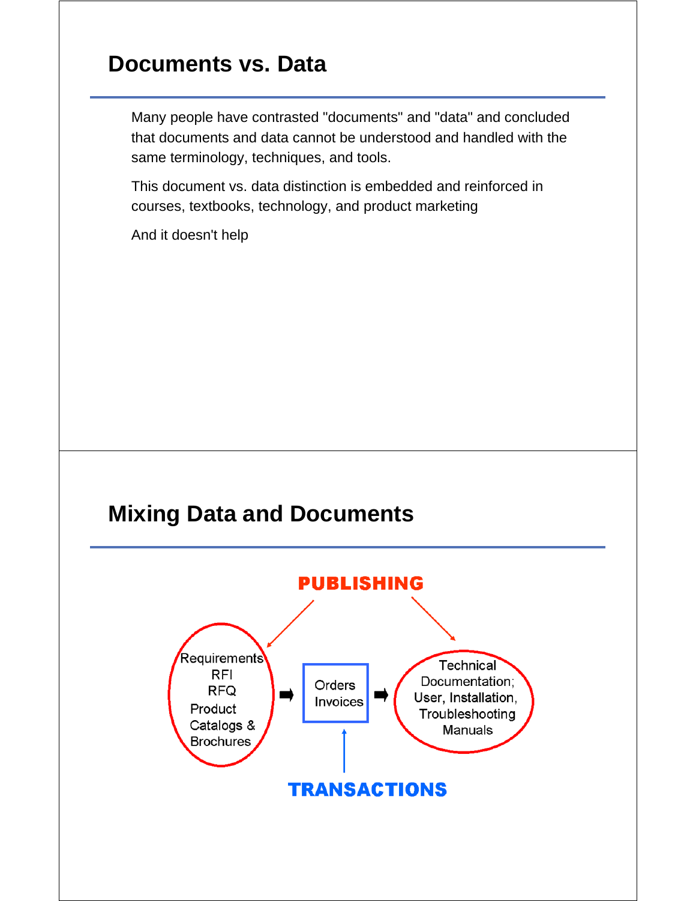## Documents vs. Data

Many people have contrasted "documents" and "data" and concluded that documents and data cannot be understood and handled with the same terminology, techniques, and tools.

This document vs. data distinction is embedded and reinforced in courses, textbooks, technology, and product marketing

And it doesn't help

## Mixing Data and Documents

PUBLISHING

Requirements
RFI
RFQ
Product
Catalogs &
Brochures

Orders
Invoices

Technical
Documentation;
User, Installation,
Troubleshooting
Manuals

TRANSACTIONS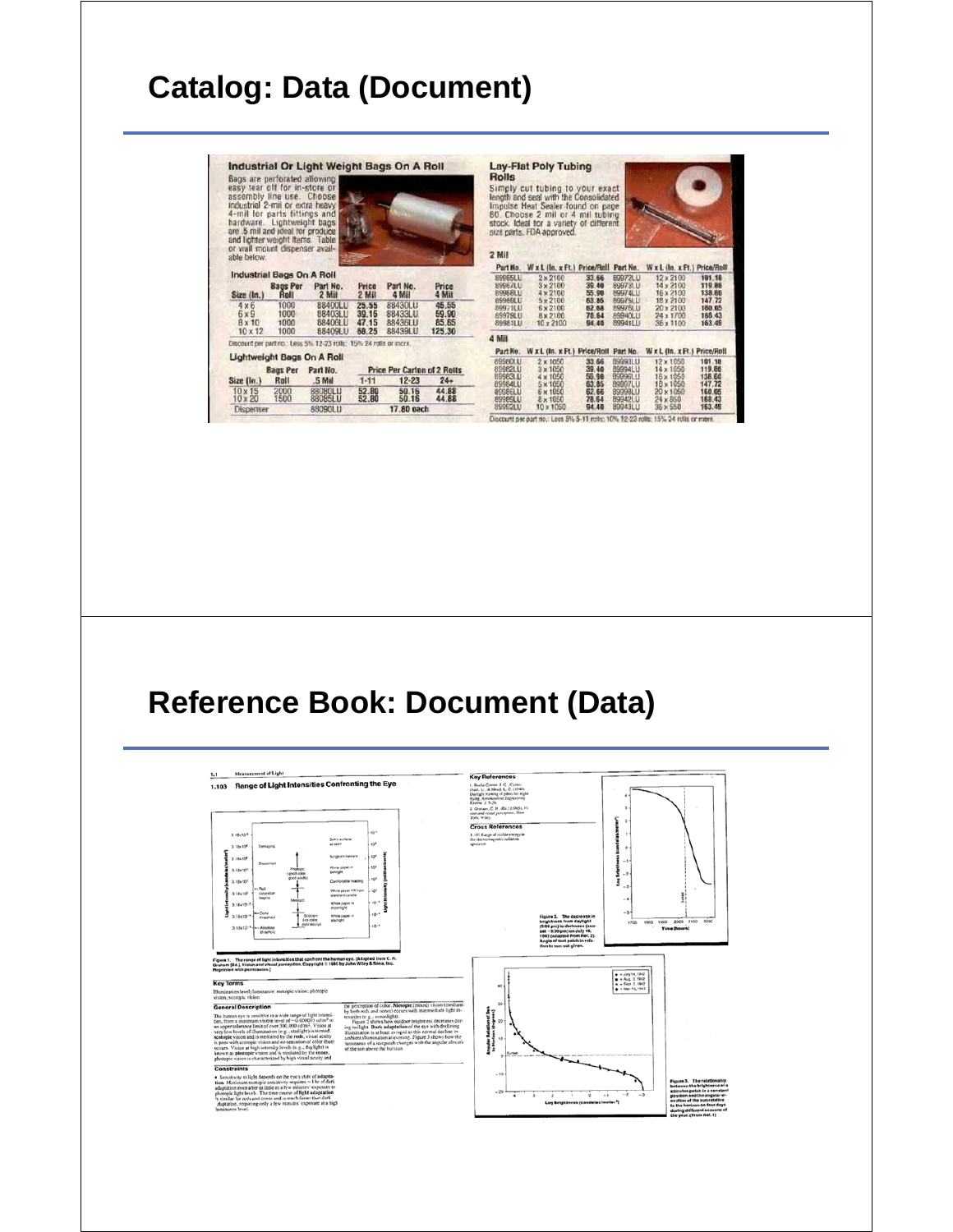# Catalog: Data (Document)

## Industrial Or Light Weight Bags On A Roll

Bags are perforated allowing easy tear off for in-store or assembly line use. Choose industrial 2-mil or extra heavy 4-mil for parts fittings and hardware. Lightweight bags are .5 mil and ideal for produce and lighter weight items. Table or wall mount dispenser available below.

### Industrial Bags On A Roll

| Size (In.) | Bags Per Roll | Part No. 2 Mil | Price 2 Mil | Part No. 4 Mil | Price 4 Mil |
|---|---|---|---|---|---|
| 4 x 6 | 1000 | 88400LU | 25.55 | 88430LU | 45.55 |
| 6 x 9 | 1000 | 88403LU | 39.15 | 88433LU | 59.90 |
| 8 x 10 | 1000 | 88406LU | 47.15 | 88436LU | 85.65 |
| 10 x 12 | 1000 | 88409LU | 68.25 | 88439LU | 125.30 |

Discount per part no.: Less 5% 12-23 rolls; 15% 24 rolls or more.

### Lightweight Bags On A Roll

| Size (In.) | Bags Per Roll | Part No. .5 Mil | Price Per Carton of 2 Rolls 1-11 | 12-23 | 24+ |
|---|---|---|---|---|---|
| 10 x 15 | 2000 | 88080LU | 52.80 | 50.16 | 44.88 |
| 10 x 20 | 1500 | 88085LU | 52.80 | 50.16 | 44.88 |
| Dispenser | | 88090LU | | 17.80 each | |

## Lay-Flat Poly Tubing Rolls

Simply cut tubing to your exact length and seal with the Consolidated Impulse Heat Sealer found on page 80. Choose 2 mil or 4 mil tubing stock. Ideal for a variety of different size parts. FDA approved.

### 2 Mil

| Part No. | W x L (In. x Ft.) | Price/Roll | Part No. | W x L (In. x Ft.) | Price/Roll |
|---|---|---|---|---|---|
| 89965LU | 2 x 2100 | 33.66 | 89972LU | 12 x 2100 | 101.18 |
| 89967LU | 3 x 2100 | 39.40 | 89973LU | 14 x 2100 | 119.86 |
| 89968LU | 4 x 2100 | 55.90 | 89974LU | 16 x 2100 | 138.60 |
| 89969LU | 5 x 2100 | 63.85 | 89975LU | 18 x 2100 | 147.72 |
| 89971LU | 6 x 2100 | 62.68 | 89976LU | 20 x 2100 | 160.05 |
| 89979LU | 8 x 2100 | 78.64 | 89940LU | 24 x 1700 | 168.43 |
| 89981LU | 10 x 2100 | 94.48 | 89941LU | 36 x 1100 | 163.49 |

### 4 Mil

| Part No. | W x L (In. x Ft.) | Price/Roll | Part No. | W x L (In. x Ft.) | Price/Roll |
|---|---|---|---|---|---|
| 89960LU | 2 x 1050 | 33.66 | 89993LU | 12 x 1050 | 101.18 |
| 89962LU | 3 x 1050 | 39.40 | 89994LU | 14 x 1050 | 119.86 |
| 89963LU | 4 x 1050 | 55.90 | 89996LU | 16 x 1050 | 138.60 |
| 89964LU | 5 x 1050 | 63.85 | 89997LU | 18 x 1050 | 147.72 |
| 89966LU | 6 x 1050 | 62.66 | 89998LU | 20 x 1050 | 160.05 |
| 89969LU | 8 x 1050 | 78.64 | 89942LU | 24 x 850 | 168.43 |
| 89962LU | 10 x 1050 | 94.48 | 89943LU | 36 x 550 | 163.49 |

Discount per part no.: Less 5% 5-11 rolls; 10% 12-23 rolls; 15% 24 rolls or more.

# Reference Book: Document (Data)

1.1 Measurement of Light

## 1.103 Range of Light Intensities Confronting the Eye

Figure 1. The range of light intensities that confront the human eye. (Adapted from C. H. Graham (Ed.), *Vision and visual perception*. Copyright © 1965 by John Wiley & Sons, Inc. Reprinted with permission.)

### Key Terms

Illumination level; luminance; mesopic vision; photopic vision; scotopic vision

### General Description

The human eye is sensitive to a wide range of light intensities, from a minimum visible level of ~0.000003 cd/m² to an upper tolerance limit of over 300,000 cd/m². Vision at very low levels of illumination (e.g., starlight) is termed **scotopic** vision and is mediated by the **rods**; visual acuity is poor with scotopic vision and no sensation of color (hue) occurs. Vision at high intensity levels (e.g., daylight) is known as **photopic** vision and is mediated by the **cones**; photopic vision is characterized by high visual acuity and the perception of color. **Mesopic** (mixed) vision conditions by both rods and cones) occurs with intermediate light intensities (e.g., moonlight).

Figure 2 shows how outdoor brightness decreases during twilight. **Dark adaptation** of the eye with declining illumination is at least as rapid as this normal decline in ambient illumination at evening. Figure 3 shows how the luminance of a test patch changes with the angular elevation of the sun above the horizon.

### Constraints

- Sensitivity to light depends on the eye's state of adaptation. Maximum scotopic sensitivity requires ~1 hr of dark adaptation even after as little as a few minutes' exposure to photopic light levels. The time course of **light adaptation** is similar for rods and cones and is much faster than dark adaptation, requiring only a few minutes' exposure at a high luminance level.

### Key References

1. Bodo-Comer, J. C., Curtis ... & Mead, L. C. (1946). Daylight training of ... Engineering ...
2. Graham, C. H. (Ed.) (1965). *Vision and visual perception*. New York: Wiley.

### Cross References

1.101 Range of visible energy in the electromagnetic radiation spectrum

Figure 2. The decrease in brightness from daylight (5:00 pm) to darkness (sunset ~8:30 pm) on July 14, 1942 (adapted from Ref. 2). Angle of test patch in relation to sun not given.

Figure 3. The relationship between the brightness of a stimulus patch in a constant position and the angular elevation of the sun relative to the horizon on four days during different seasons of the year. (From Ref. 1)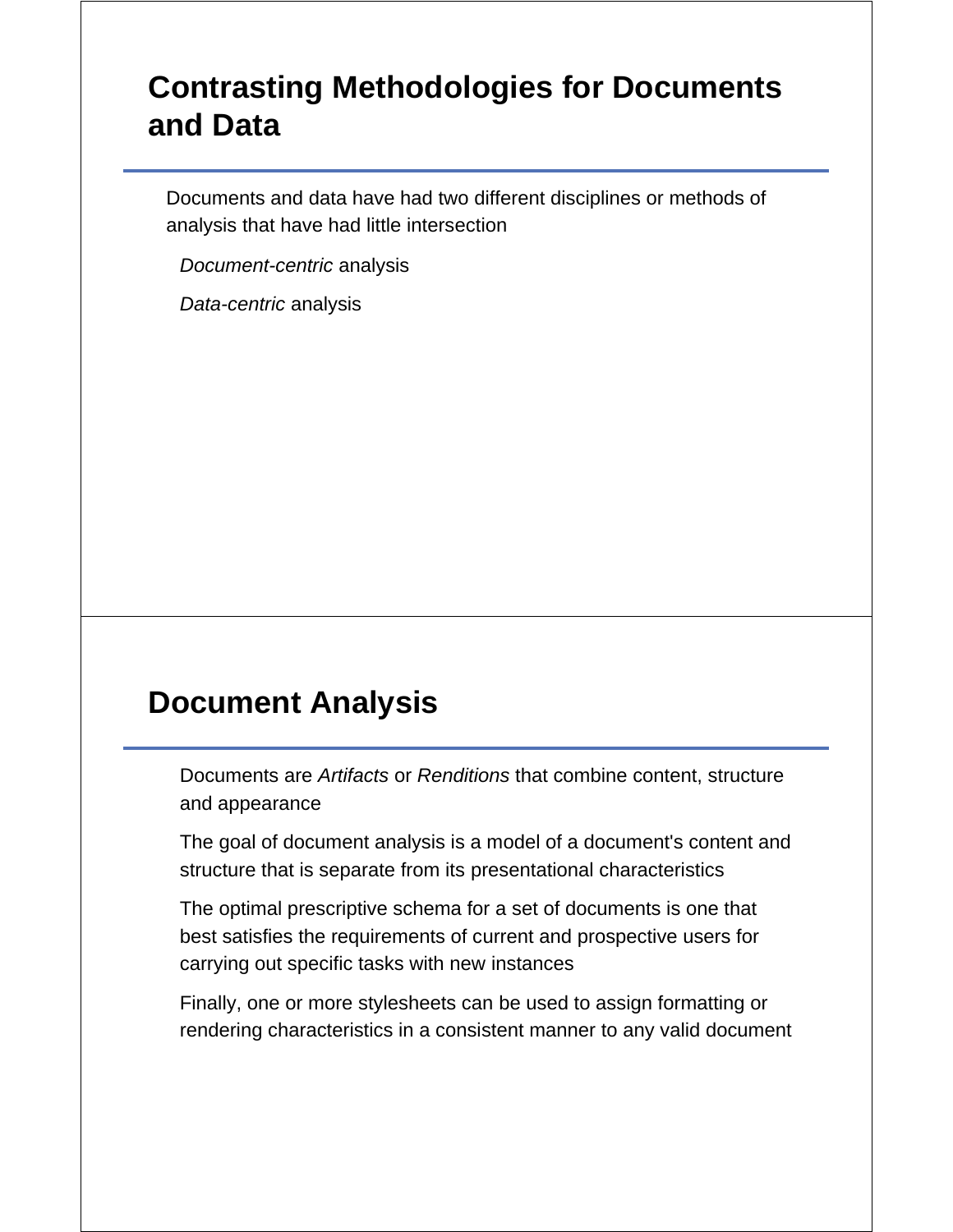## Contrasting Methodologies for Documents and Data

Documents and data have had two different disciplines or methods of analysis that have had little intersection

- *Document-centric* analysis
- *Data-centric* analysis

## Document Analysis

- Documents are *Artifacts* or *Renditions* that combine content, structure and appearance
- The goal of document analysis is a model of a document's content and structure that is separate from its presentational characteristics
- The optimal prescriptive schema for a set of documents is one that best satisfies the requirements of current and prospective users for carrying out specific tasks with new instances
- Finally, one or more stylesheets can be used to assign formatting or rendering characteristics in a consistent manner to any valid document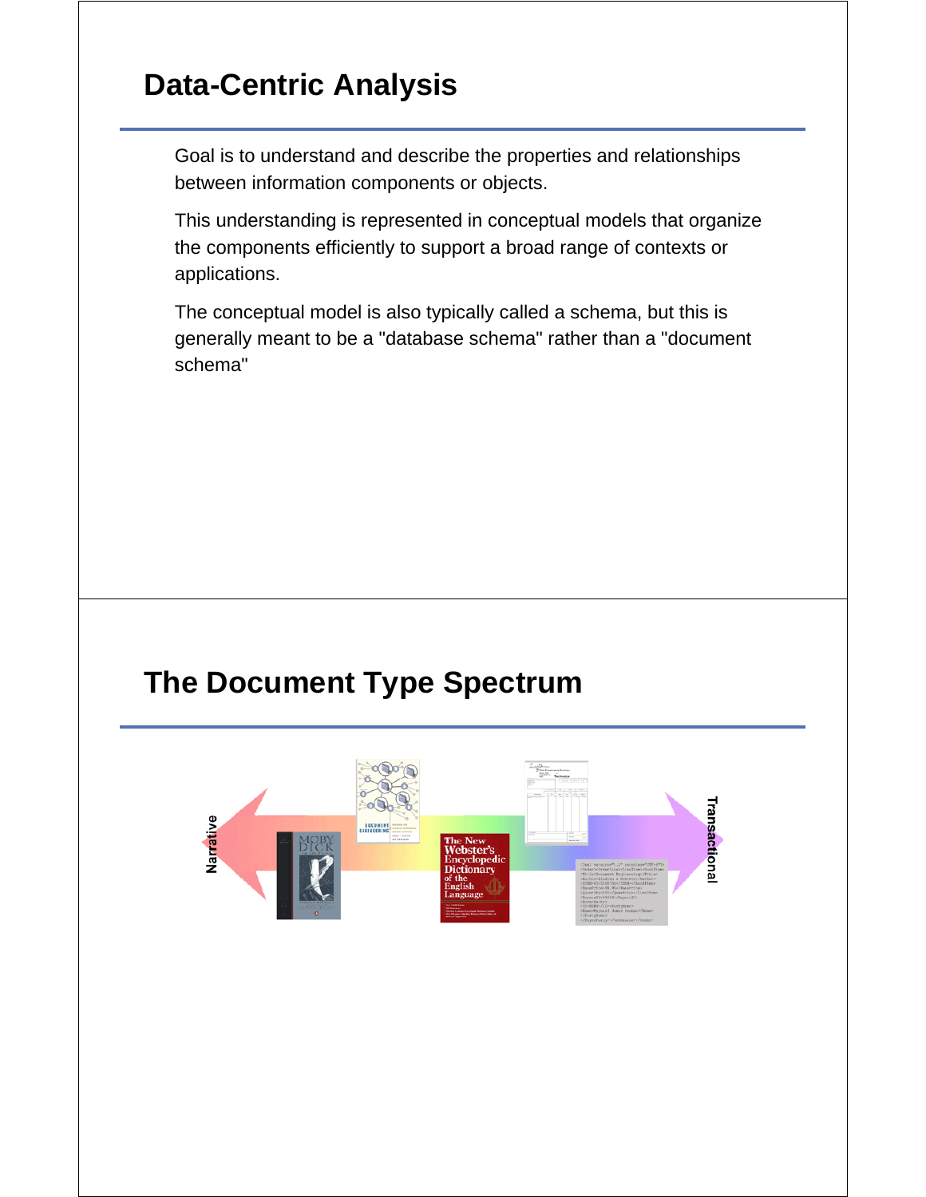## Data-Centric Analysis

Goal is to understand and describe the properties and relationships between information components or objects.

This understanding is represented in conceptual models that organize the components efficiently to support a broad range of contexts or applications.

The conceptual model is also typically called a schema, but this is generally meant to be a "database schema" rather than a "document schema"

## The Document Type Spectrum

Narrative

Transactional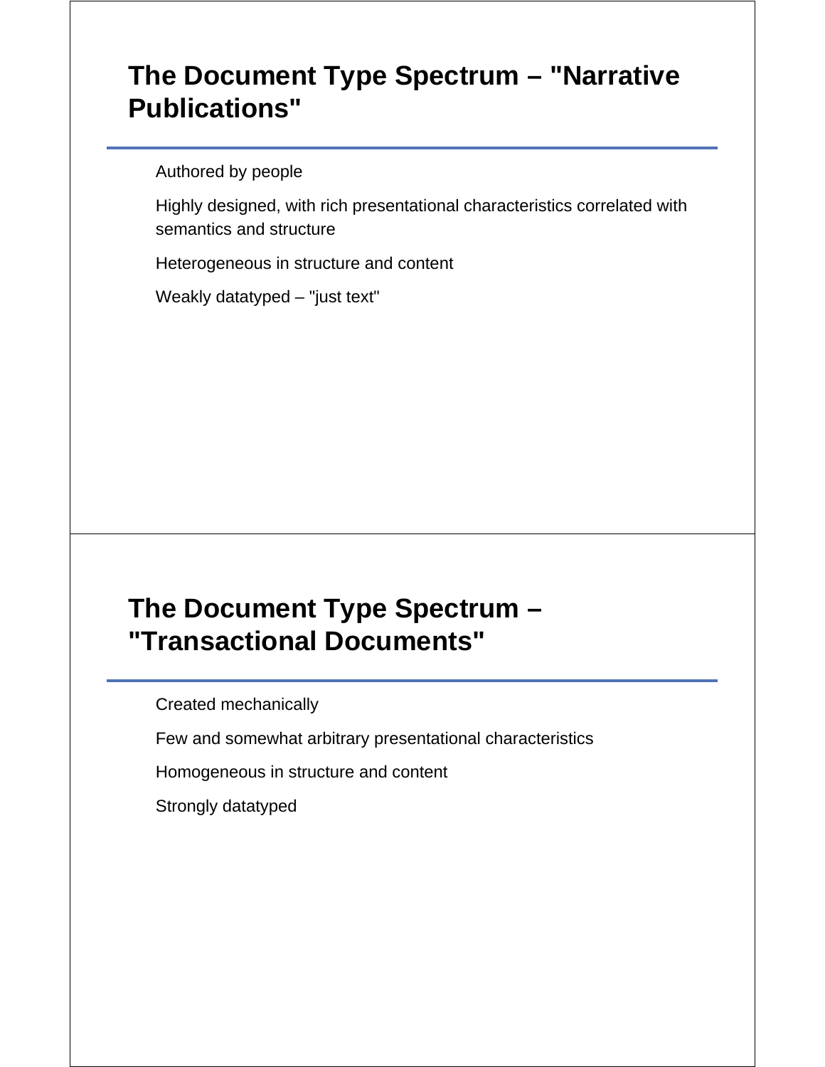## The Document Type Spectrum – "Narrative Publications"

Authored by people

Highly designed, with rich presentational characteristics correlated with semantics and structure

Heterogeneous in structure and content

Weakly datatyped – "just text"

## The Document Type Spectrum – "Transactional Documents"

Created mechanically

Few and somewhat arbitrary presentational characteristics

Homogeneous in structure and content

Strongly datatyped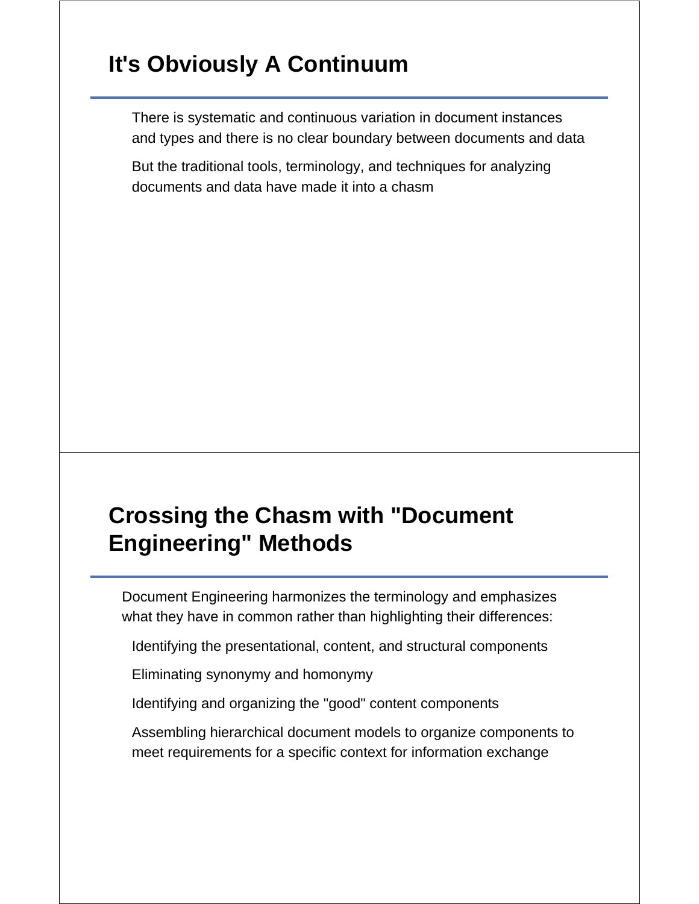## It's Obviously A Continuum

There is systematic and continuous variation in document instances and types and there is no clear boundary between documents and data

But the traditional tools, terminology, and techniques for analyzing documents and data have made it into a chasm

## Crossing the Chasm with "Document Engineering" Methods

Document Engineering harmonizes the terminology and emphasizes what they have in common rather than highlighting their differences:

- Identifying the presentational, content, and structural components
- Eliminating synonymy and homonymy
- Identifying and organizing the "good" content components
- Assembling hierarchical document models to organize components to meet requirements for a specific context for information exchange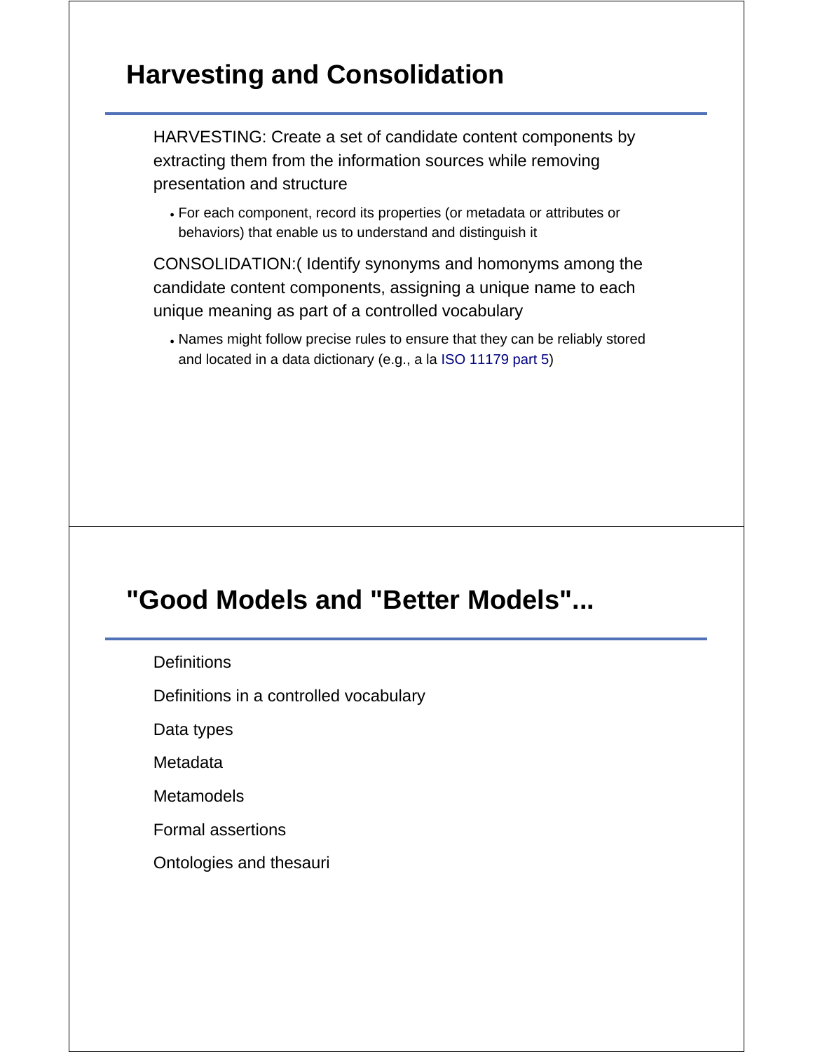## Harvesting and Consolidation

HARVESTING: Create a set of candidate content components by extracting them from the information sources while removing presentation and structure

- For each component, record its properties (or metadata or attributes or behaviors) that enable us to understand and distinguish it

CONSOLIDATION:( Identify synonyms and homonyms among the candidate content components, assigning a unique name to each unique meaning as part of a controlled vocabulary

- Names might follow precise rules to ensure that they can be reliably stored and located in a data dictionary (e.g., a la ISO 11179 part 5)

## "Good Models and "Better Models"...

Definitions

Definitions in a controlled vocabulary

Data types

Metadata

Metamodels

Formal assertions

Ontologies and thesauri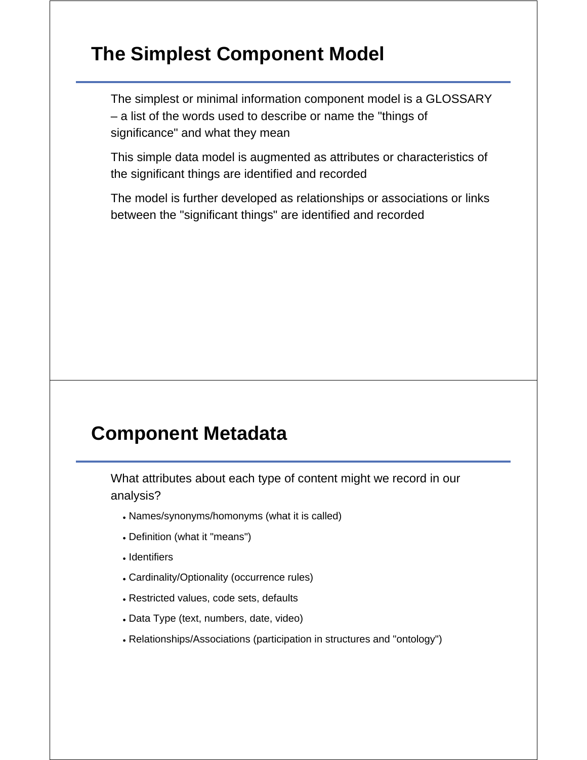## The Simplest Component Model

The simplest or minimal information component model is a GLOSSARY – a list of the words used to describe or name the "things of significance" and what they mean

This simple data model is augmented as attributes or characteristics of the significant things are identified and recorded

The model is further developed as relationships or associations or links between the "significant things" are identified and recorded

## Component Metadata

What attributes about each type of content might we record in our analysis?

- Names/synonyms/homonyms (what it is called)
- Definition (what it "means")
- Identifiers
- Cardinality/Optionality (occurrence rules)
- Restricted values, code sets, defaults
- Data Type (text, numbers, date, video)
- Relationships/Associations (participation in structures and "ontology")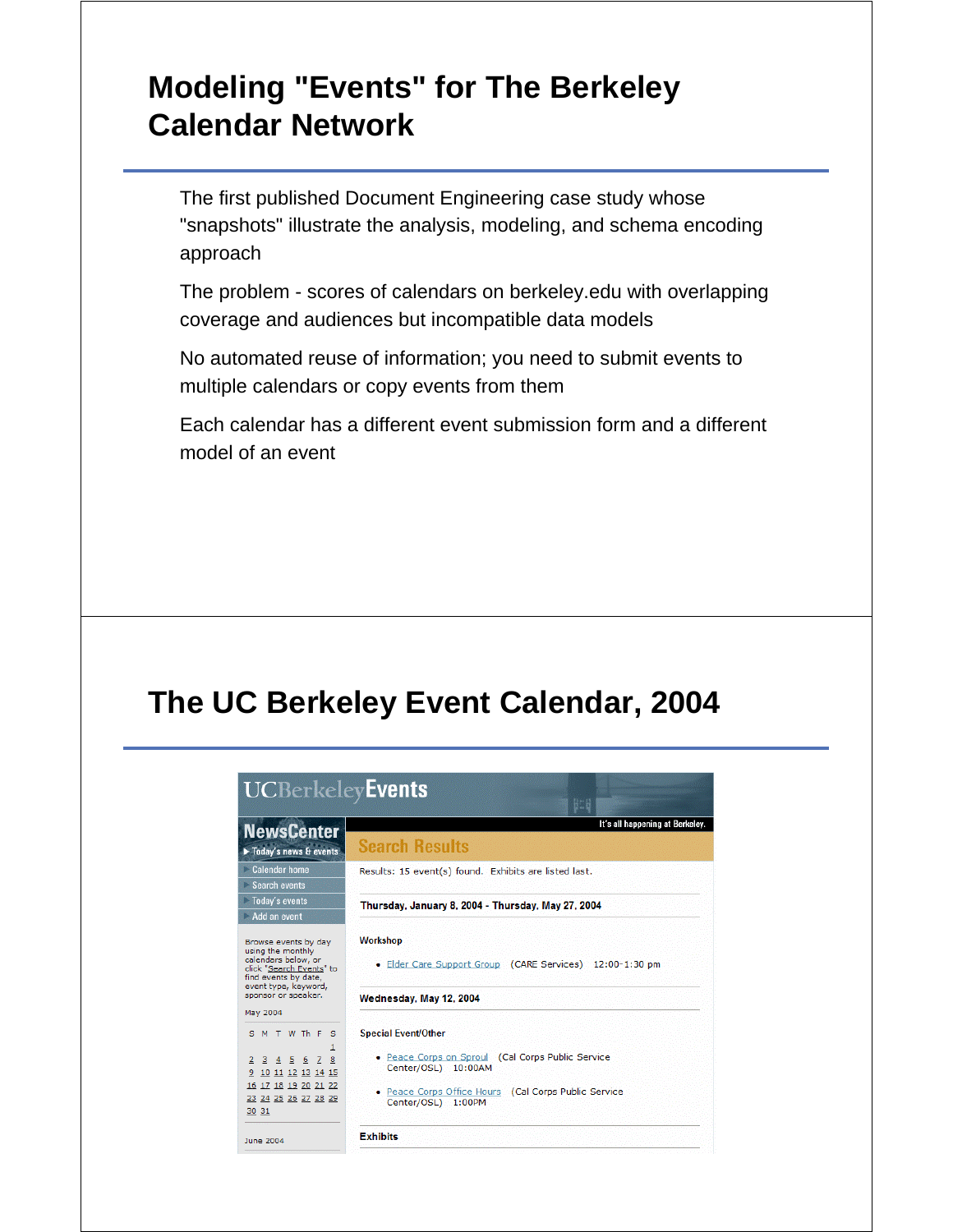# Modeling "Events" for The Berkeley Calendar Network

The first published Document Engineering case study whose "snapshots" illustrate the analysis, modeling, and schema encoding approach

The problem - scores of calendars on berkeley.edu with overlapping coverage and audiences but incompatible data models

No automated reuse of information; you need to submit events to multiple calendars or copy events from them

Each calendar has a different event submission form and a different model of an event

# The UC Berkeley Event Calendar, 2004

UCBerkeleyEvents

NewsCenter

Today's news & events

It's all happening at Berkeley.

- Calendar home
- Search events
- Today's events
- Add an event

Browse events by day using the monthly calendars below, or click "Search Events" to find events by date, event type, keyword, sponsor or speaker.

May 2004

| S | M | T | W | Th | F | S |
|---|---|---|---|---|---|---|
| | | | | | | 1 |
| 2 | 3 | 4 | 5 | 6 | 7 | 8 |
| 9 | 10 | 11 | 12 | 13 | 14 | 15 |
| 16 | 17 | 18 | 19 | 20 | 21 | 22 |
| 23 | 24 | 25 | 26 | 27 | 28 | 29 |
| 30 | 31 | | | | | |

June 2004

## Search Results

Results: 15 event(s) found. Exhibits are listed last.

**Thursday, January 8, 2004 - Thursday, May 27, 2004**

**Workshop**

- Elder Care Support Group (CARE Services) 12:00-1:30 pm

**Wednesday, May 12, 2004**

**Special Event/Other**

- Peace Corps on Sproul (Cal Corps Public Service Center/OSL) 10:00AM
- Peace Corps Office Hours (Cal Corps Public Service Center/OSL) 1:00PM

**Exhibits**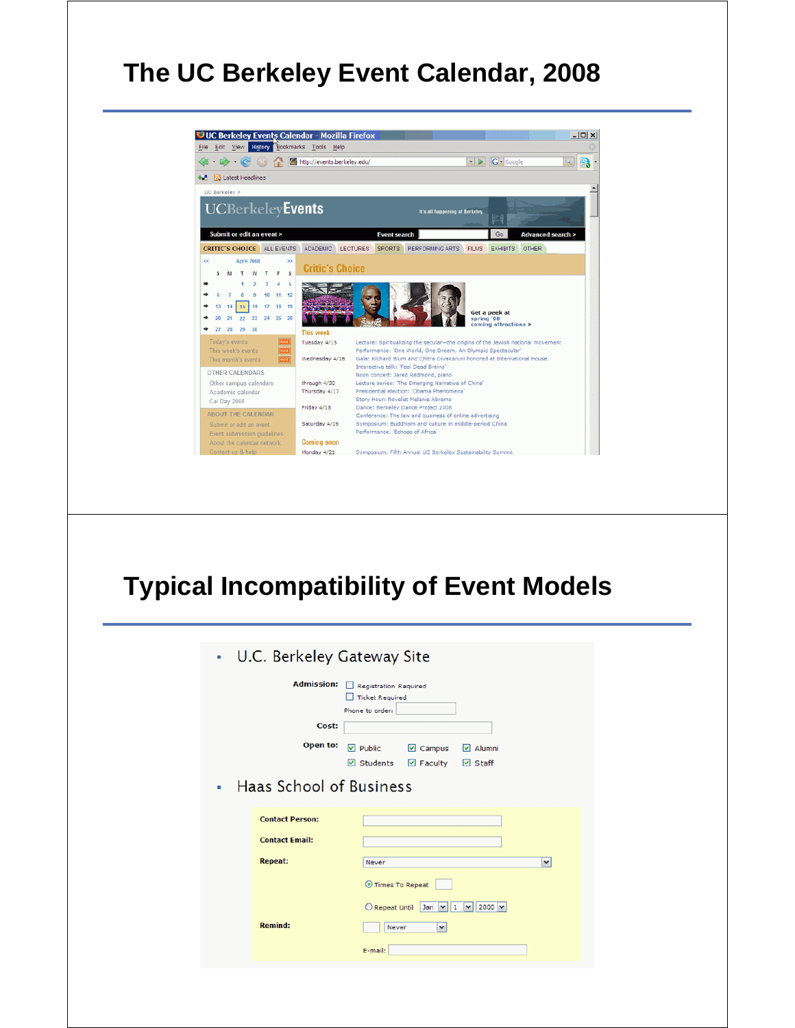# The UC Berkeley Event Calendar, 2008

# Typical Incompatibility of Event Models

- U.C. Berkeley Gateway Site
- Haas School of Business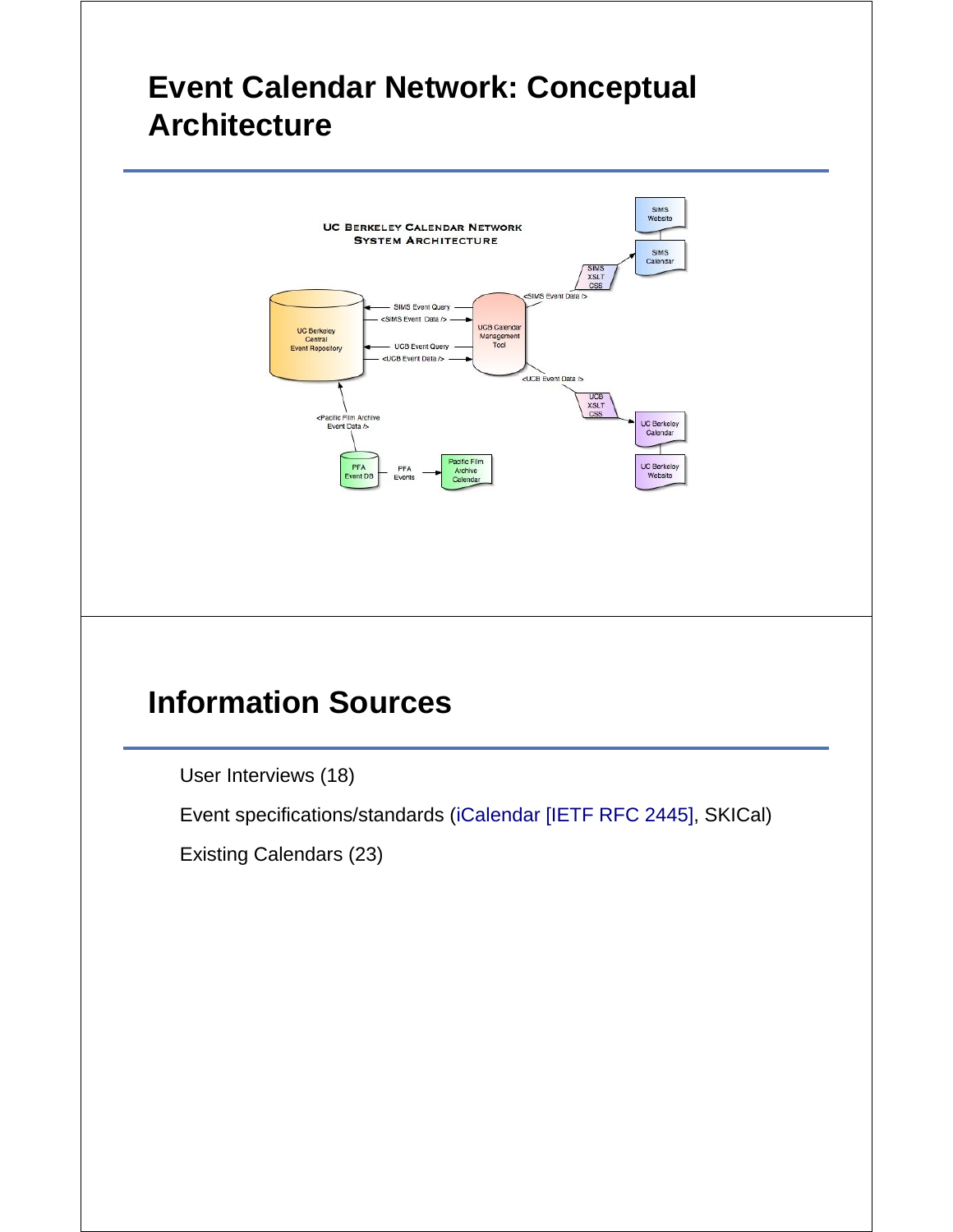# Event Calendar Network: Conceptual Architecture

# Information Sources

User Interviews (18)

Event specifications/standards (iCalendar [IETF RFC 2445], SKICal)

Existing Calendars (23)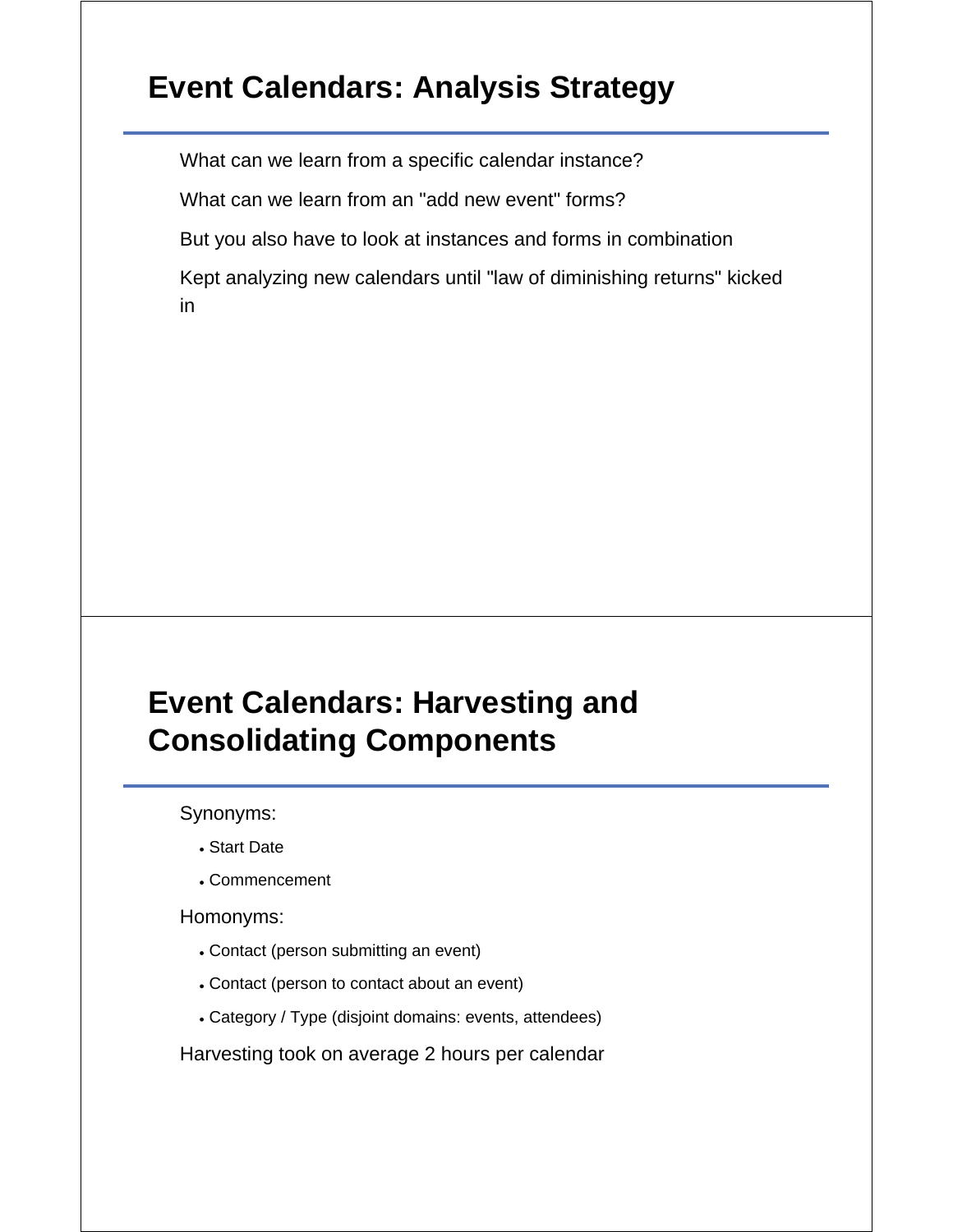## Event Calendars: Analysis Strategy

What can we learn from a specific calendar instance?

What can we learn from an "add new event" forms?

But you also have to look at instances and forms in combination

Kept analyzing new calendars until "law of diminishing returns" kicked in

## Event Calendars: Harvesting and Consolidating Components

Synonyms:

- Start Date
- Commencement

Homonyms:

- Contact (person submitting an event)
- Contact (person to contact about an event)
- Category / Type (disjoint domains: events, attendees)

Harvesting took on average 2 hours per calendar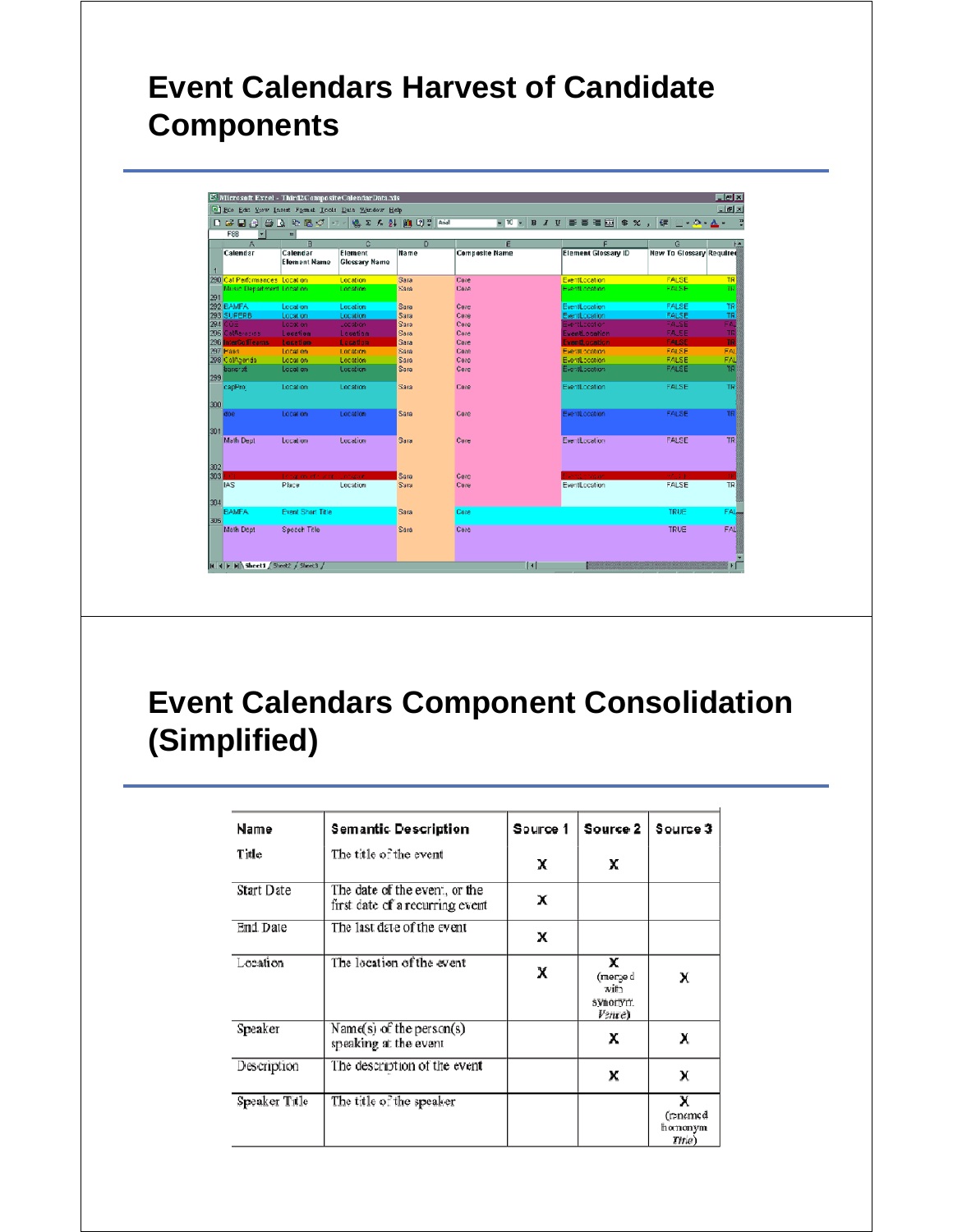# Event Calendars Harvest of Candidate Components

| Calendar | Calendar Element Name | Element Glossary Name | Name | Composite Name | Element Glossary ID | New To Glossary | Required |
|---|---|---|---|---|---|---|---|
| Cal Performances | Location | Location | Sara | Core | EventLocation | FALSE | TR |
| Music Department | Location | Location | Sara | Core | EventLocation | FALSE | TR |
| BAMFA | Location | Location | Sara | Core | EventLocation | FALSE | TR |
| SUPERB | Location | Location | Sara | Core | EventLocation | FALSE | TR |
| CUE | Location | Location | Sara | Core | EventLocation | FALSE | FAL |
| CalAgenda | Location | Location | Sara | Core | EventLocation | FALSE | TR |
| | Location | Location | Sara | Core | EventLocation | FALSE | TR |
| Haas | Location | Location | Sara | Core | EventLocation | FALSE | FAL |
| CalAgenda | Location | Location | Sara | Core | EventLocation | FALSE | FAL |
| bancroft | Location | Location | Sara | Core | EventLocation | FALSE | TR |
| capPro | Location | Location | Sara | Core | EventLocation | FALSE | TR |
| doe | Location | Location | Sara | Core | EventLocation | FALSE | TR |
| Math Dept | Location | Location | Sara | Core | EventLocation | FALSE | TR |
| | | | Sara | Core | | | |
| IAS | Place | Location | Sara | Core | EventLocation | FALSE | TR |
| BAMFA | Event Short Title | | Sara | Core | | TRUE | FAL |
| Math Dept | Speech Title | | Sara | Core | | TRUE | FAL |

# Event Calendars Component Consolidation (Simplified)

| Name | Semantic Description | Source 1 | Source 2 | Source 3 |
|---|---|---|---|---|
| Title | The title of the event | X | X | |
| Start Date | The date of the event, or the first date of a recurring event | X | | |
| End Date | The last date of the event | X | | |
| Location | The location of the event | X | X (merged with synonym *Venue*) | X |
| Speaker | Name(s) of the person(s) speaking at the event | | X | X |
| Description | The description of the event | | X | X |
| Speaker Title | The title of the speaker | | | X (renamed homonym *Title*) |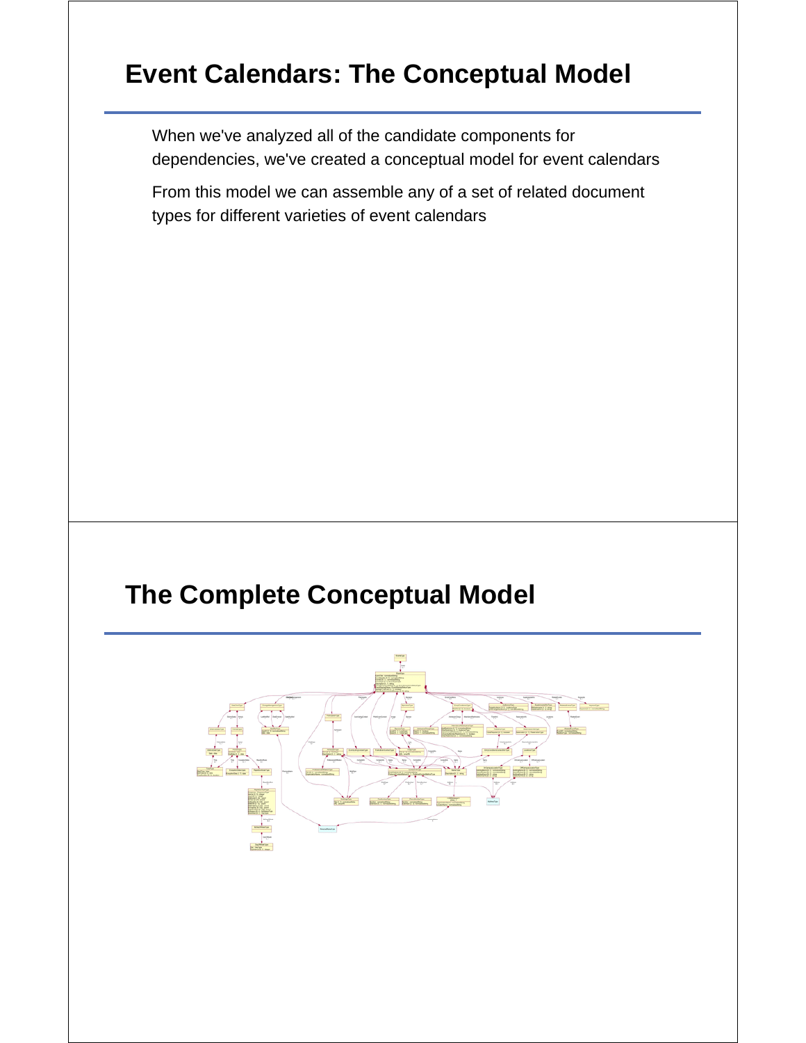# Event Calendars: The Conceptual Model

When we've analyzed all of the candidate components for dependencies, we've created a conceptual model for event calendars

From this model we can assemble any of a set of related document types for different varieties of event calendars

# The Complete Conceptual Model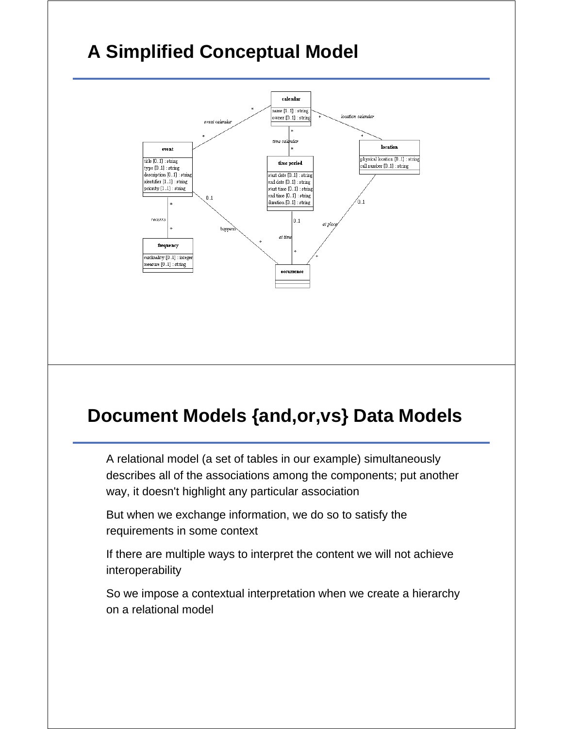# A Simplified Conceptual Model

# Document Models {and,or,vs} Data Models

A relational model (a set of tables in our example) simultaneously describes all of the associations among the components; put another way, it doesn't highlight any particular association

But when we exchange information, we do so to satisfy the requirements in some context

If there are multiple ways to interpret the content we will not achieve interoperability

So we impose a contextual interpretation when we create a hierarchy on a relational model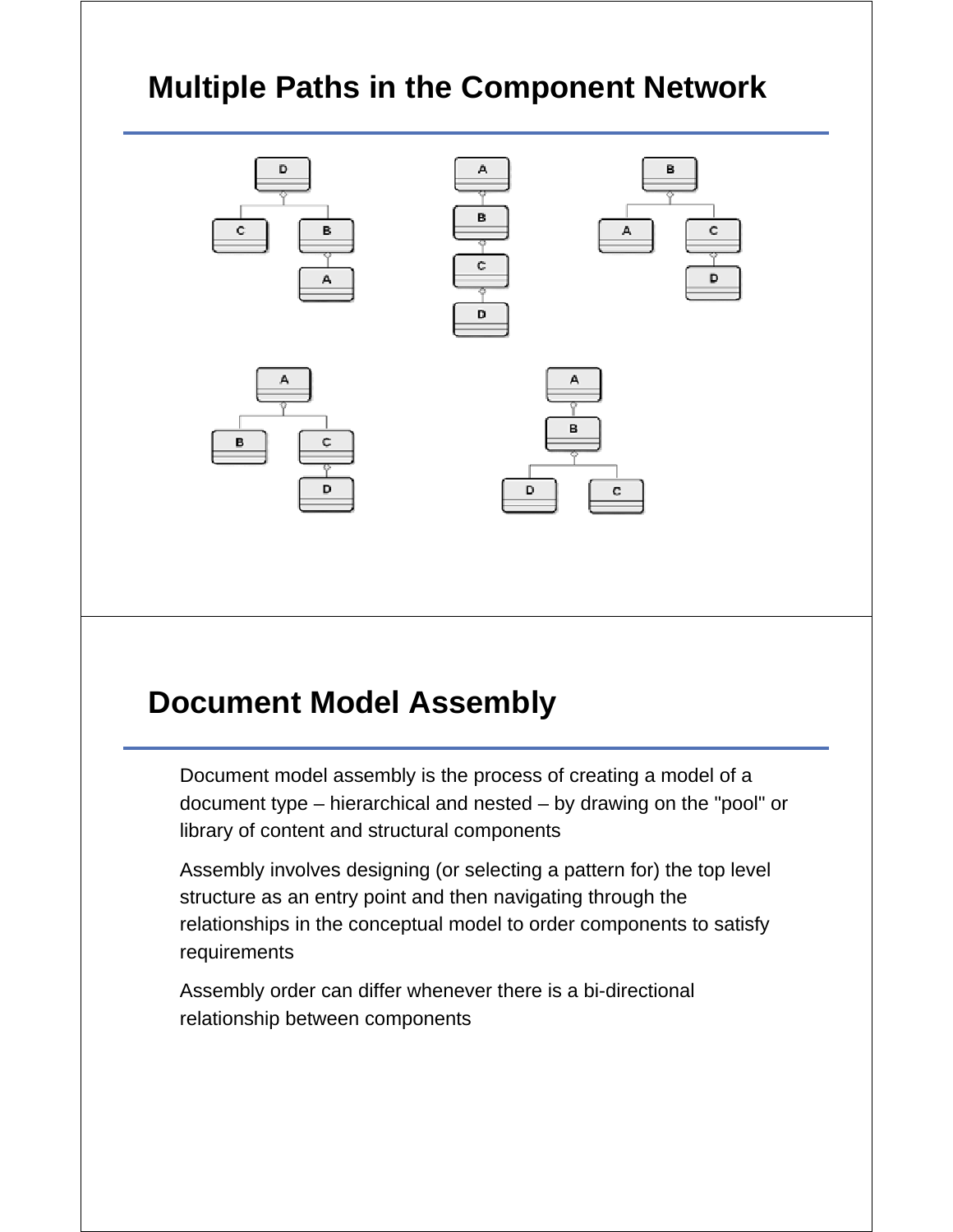# Multiple Paths in the Component Network

# Document Model Assembly

Document model assembly is the process of creating a model of a document type – hierarchical and nested – by drawing on the "pool" or library of content and structural components

Assembly involves designing (or selecting a pattern for) the top level structure as an entry point and then navigating through the relationships in the conceptual model to order components to satisfy requirements

Assembly order can differ whenever there is a bi-directional relationship between components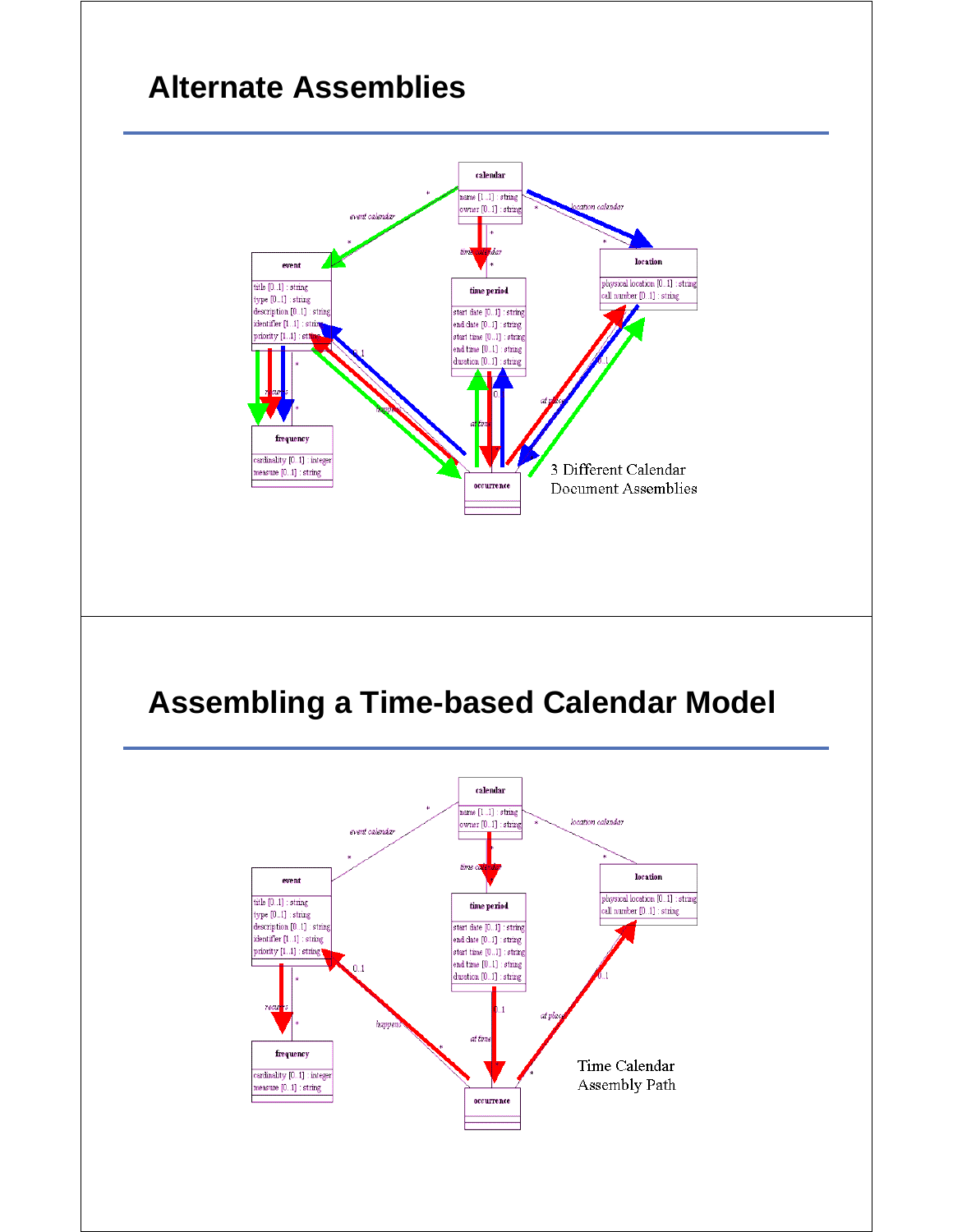# Alternate Assemblies

3 Different Calendar Document Assemblies

# Assembling a Time-based Calendar Model

Time Calendar Assembly Path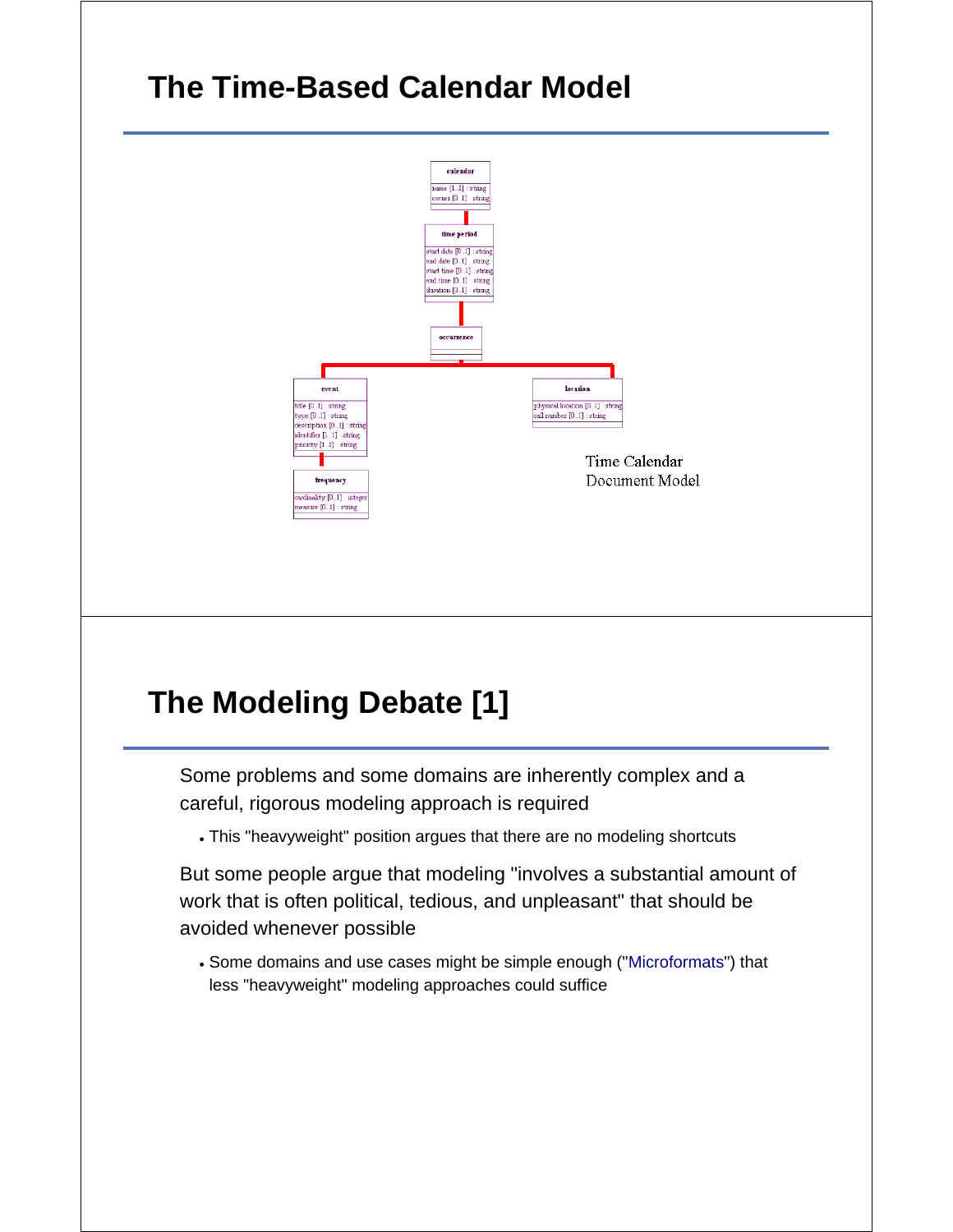## The Time-Based Calendar Model

calendar

name [1..1] : string
owner [0..1] : string

time period

start date [0..1] : string
end date [0..1] : string
start time [0..1] : string
end time [0..1] : string
duration [0..1] : string

occurrence

event

title [0..1] : string
type [0..1] : string
description [0..1] : string
identifier [1..1] : string
priority [1..1] : string

location

physical location [0..1] : string
call number [0..1] : string

frequency

cardinality [0..1] : integer
measure [0..1] : string

Time Calendar Document Model

## The Modeling Debate [1]

Some problems and some domains are inherently complex and a careful, rigorous modeling approach is required

- This "heavyweight" position argues that there are no modeling shortcuts

But some people argue that modeling "involves a substantial amount of work that is often political, tedious, and unpleasant" that should be avoided whenever possible

- Some domains and use cases might be simple enough ("Microformats") that less "heavyweight" modeling approaches could suffice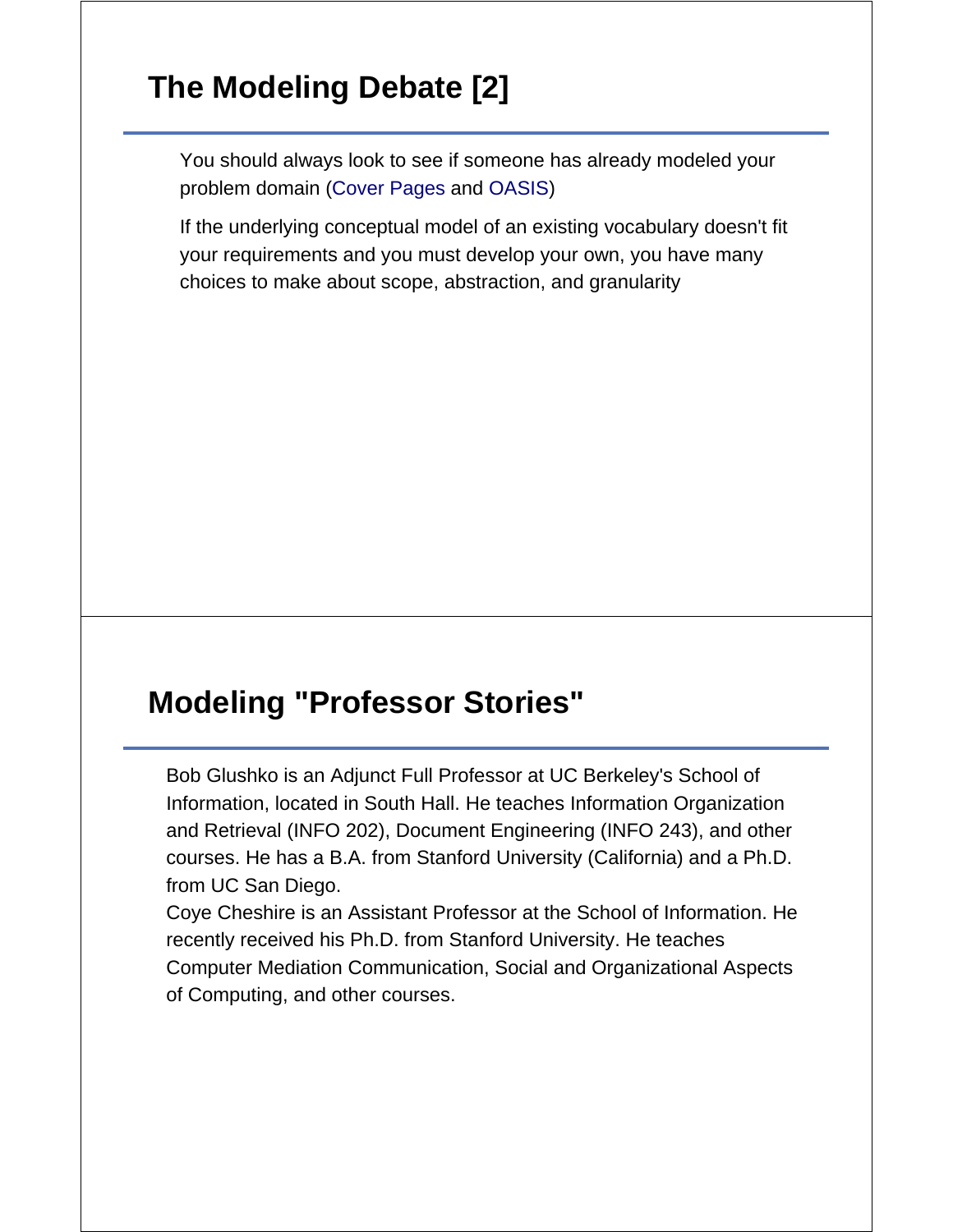## The Modeling Debate [2]

You should always look to see if someone has already modeled your problem domain (Cover Pages and OASIS)

If the underlying conceptual model of an existing vocabulary doesn't fit your requirements and you must develop your own, you have many choices to make about scope, abstraction, and granularity

## Modeling "Professor Stories"

Bob Glushko is an Adjunct Full Professor at UC Berkeley's School of Information, located in South Hall. He teaches Information Organization and Retrieval (INFO 202), Document Engineering (INFO 243), and other courses. He has a B.A. from Stanford University (California) and a Ph.D. from UC San Diego.

Coye Cheshire is an Assistant Professor at the School of Information. He recently received his Ph.D. from Stanford University. He teaches Computer Mediation Communication, Social and Organizational Aspects of Computing, and other courses.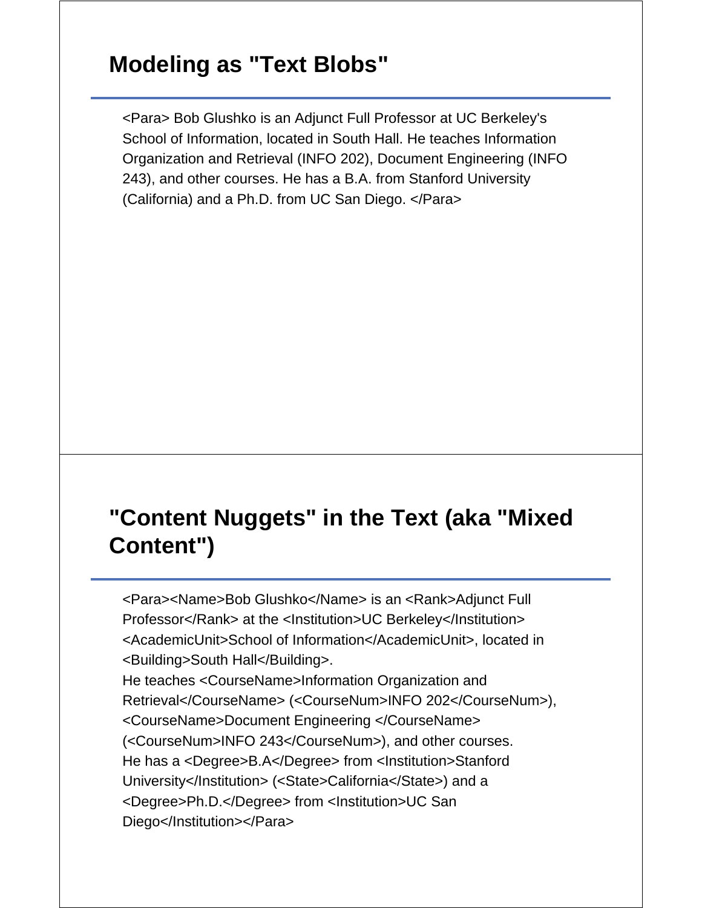## Modeling as "Text Blobs"

<Para> Bob Glushko is an Adjunct Full Professor at UC Berkeley's School of Information, located in South Hall. He teaches Information Organization and Retrieval (INFO 202), Document Engineering (INFO 243), and other courses. He has a B.A. from Stanford University (California) and a Ph.D. from UC San Diego. </Para>

## "Content Nuggets" in the Text (aka "Mixed Content")

<Para><Name>Bob Glushko</Name> is an <Rank>Adjunct Full Professor</Rank> at the <Institution>UC Berkeley</Institution> <AcademicUnit>School of Information</AcademicUnit>, located in <Building>South Hall</Building>.
He teaches <CourseName>Information Organization and Retrieval</CourseName> (<CourseNum>INFO 202</CourseNum>), <CourseName>Document Engineering </CourseName> (<CourseNum>INFO 243</CourseNum>), and other courses.
He has a <Degree>B.A</Degree> from <Institution>Stanford University</Institution> (<State>California</State>) and a <Degree>Ph.D.</Degree> from <Institution>UC San Diego</Institution></Para>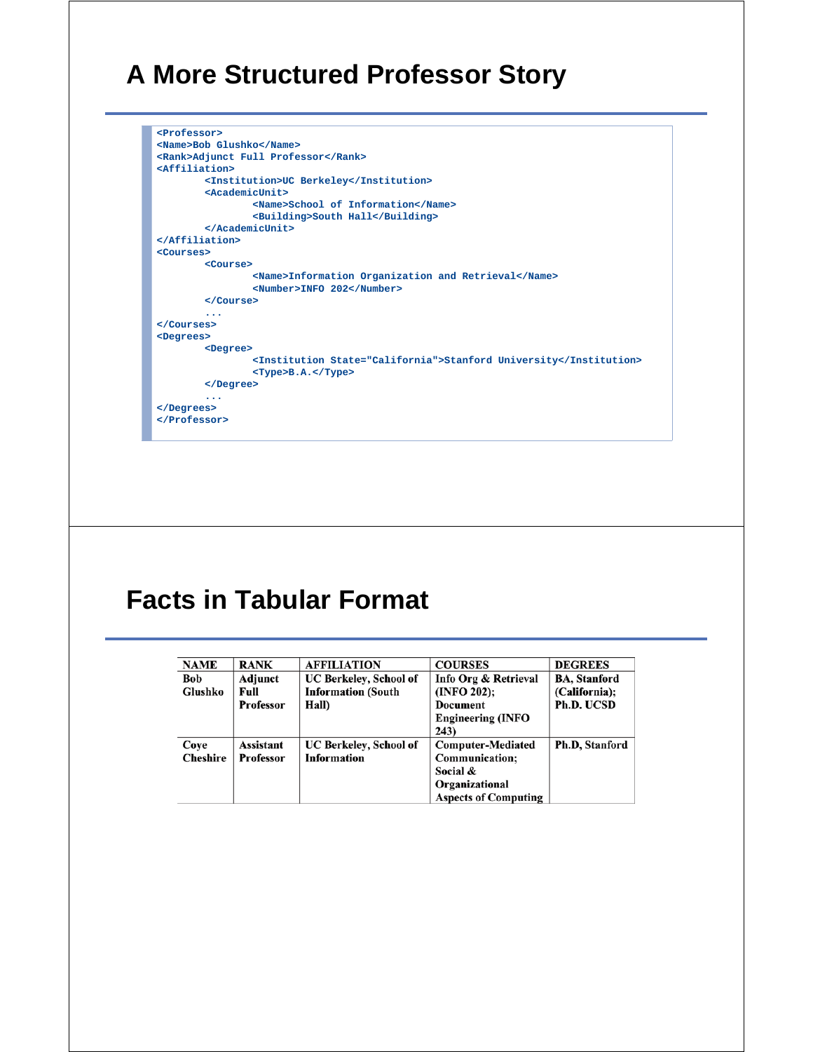# A More Structured Professor Story

```
<Professor>
<Name>Bob Glushko</Name>
<Rank>Adjunct Full Professor</Rank>
<Affiliation>
        <Institution>UC Berkeley</Institution>
        <AcademicUnit>
                <Name>School of Information</Name>
                <Building>South Hall</Building>
        </AcademicUnit>
</Affiliation>
<Courses>
        <Course>
                <Name>Information Organization and Retrieval</Name>
                <Number>INFO 202</Number>
        </Course>
        ...
</Courses>
<Degrees>
        <Degree>
                <Institution State="California">Stanford University</Institution>
                <Type>B.A.</Type>
        </Degree>
        ...
</Degrees>
</Professor>
```

# Facts in Tabular Format

| NAME | RANK | AFFILIATION | COURSES | DEGREES |
|---|---|---|---|---|
| Bob Glushko | Adjunct Full Professor | UC Berkeley, School of Information (South Hall) | Info Org & Retrieval (INFO 202); Document Engineering (INFO 243) | BA, Stanford (California); Ph.D. UCSD |
| Coye Cheshire | Assistant Professor | UC Berkeley, School of Information | Computer-Mediated Communication; Social & Organizational Aspects of Computing | Ph.D, Stanford |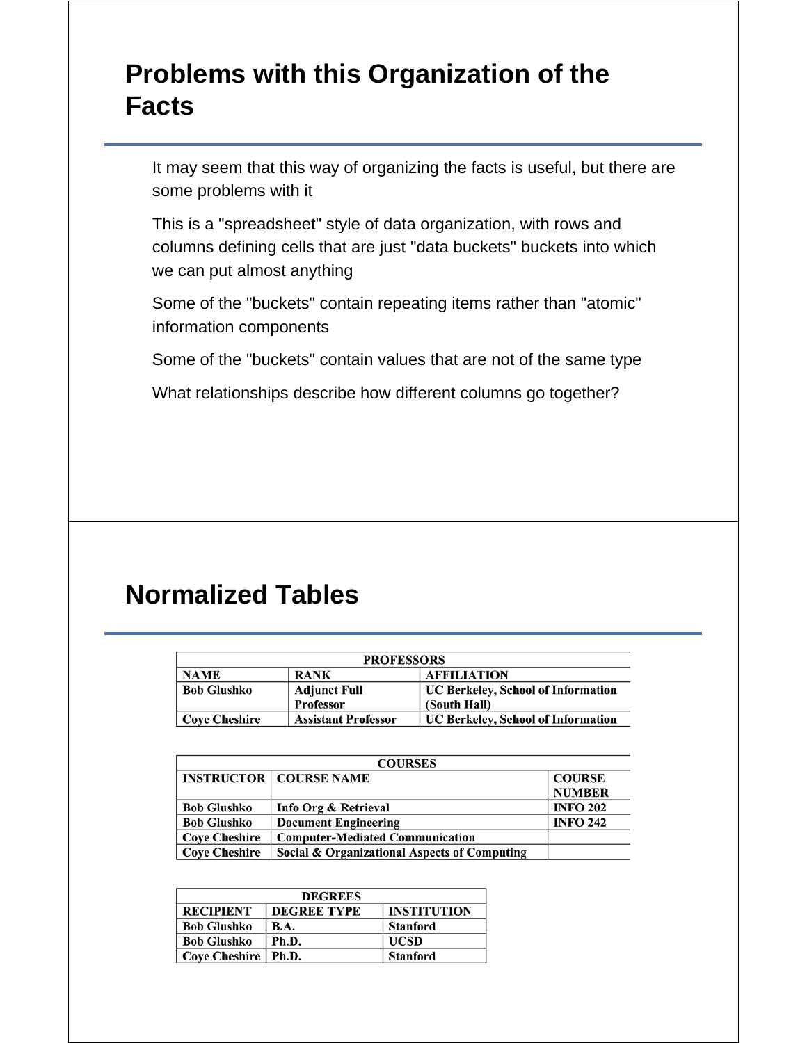## Problems with this Organization of the Facts

It may seem that this way of organizing the facts is useful, but there are some problems with it

This is a "spreadsheet" style of data organization, with rows and columns defining cells that are just "data buckets" buckets into which we can put almost anything

Some of the "buckets" contain repeating items rather than "atomic" information components

Some of the "buckets" contain values that are not of the same type

What relationships describe how different columns go together?

## Normalized Tables

| PROFESSORS | | |
|---|---|---|
| **NAME** | **RANK** | **AFFILIATION** |
| **Bob Glushko** | **Adjunct Full Professor** | **UC Berkeley, School of Information (South Hall)** |
| **Coye Cheshire** | **Assistant Professor** | **UC Berkeley, School of Information** |

| COURSES | | |
|---|---|---|
| **INSTRUCTOR** | **COURSE NAME** | **COURSE NUMBER** |
| **Bob Glushko** | **Info Org & Retrieval** | **INFO 202** |
| **Bob Glushko** | **Document Engineering** | **INFO 242** |
| **Coye Cheshire** | **Computer-Mediated Communication** | |
| **Coye Cheshire** | **Social & Organizational Aspects of Computing** | |

| DEGREES | | |
|---|---|---|
| **RECIPIENT** | **DEGREE TYPE** | **INSTITUTION** |
| **Bob Glushko** | **B.A.** | **Stanford** |
| **Bob Glushko** | **Ph.D.** | **UCSD** |
| **Coye Cheshire** | **Ph.D.** | **Stanford** |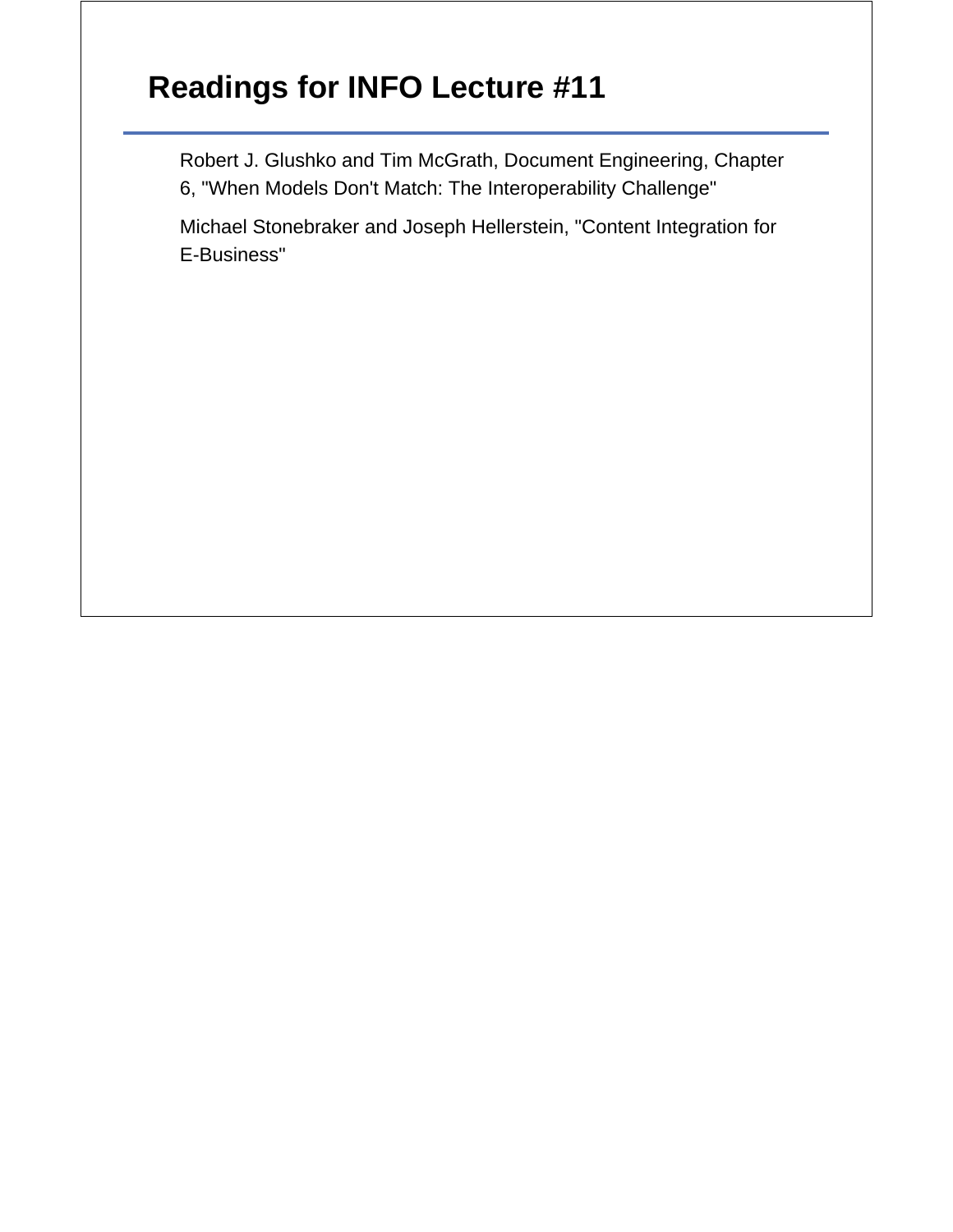# Readings for INFO Lecture #11

Robert J. Glushko and Tim McGrath, Document Engineering, Chapter 6, "When Models Don't Match: The Interoperability Challenge"

Michael Stonebraker and Joseph Hellerstein, "Content Integration for E-Business"